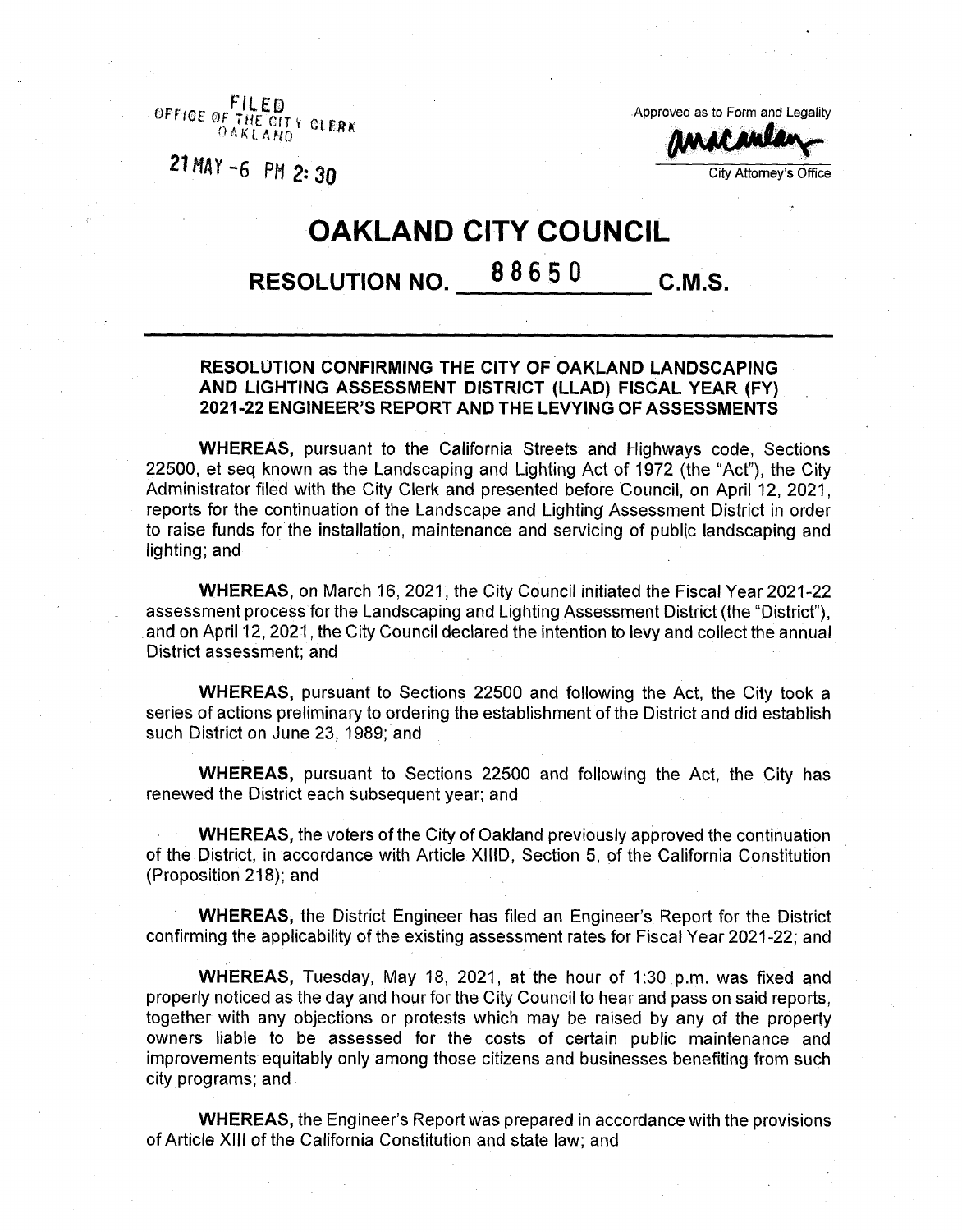FILED
OFFICE OF THE CITY CLERK
OAKLAND

21 MAY -6 PM 2:30

Approved as to Form and Legality

City Attorney's Office

# OAKLAND CITY COUNCIL

## RESOLUTION NO. 88650 C.M.S.

**RESOLUTION CONFIRMING THE CITY OF OAKLAND LANDSCAPING AND LIGHTING ASSESSMENT DISTRICT (LLAD) FISCAL YEAR (FY) 2021-22 ENGINEER'S REPORT AND THE LEVYING OF ASSESSMENTS**

**WHEREAS,** pursuant to the California Streets and Highways code, Sections 22500, et seq known as the Landscaping and Lighting Act of 1972 (the "Act"), the City Administrator filed with the City Clerk and presented before Council, on April 12, 2021, reports for the continuation of the Landscape and Lighting Assessment District in order to raise funds for the installation, maintenance and servicing of public landscaping and lighting; and

**WHEREAS,** on March 16, 2021, the City Council initiated the Fiscal Year 2021-22 assessment process for the Landscaping and Lighting Assessment District (the "District"), and on April 12, 2021, the City Council declared the intention to levy and collect the annual District assessment; and

**WHEREAS,** pursuant to Sections 22500 and following the Act, the City took a series of actions preliminary to ordering the establishment of the District and did establish such District on June 23, 1989; and

**WHEREAS,** pursuant to Sections 22500 and following the Act, the City has renewed the District each subsequent year; and

**WHEREAS,** the voters of the City of Oakland previously approved the continuation of the District, in accordance with Article XIIID, Section 5, of the California Constitution (Proposition 218); and

**WHEREAS,** the District Engineer has filed an Engineer's Report for the District confirming the applicability of the existing assessment rates for Fiscal Year 2021-22; and

**WHEREAS,** Tuesday, May 18, 2021, at the hour of 1:30 p.m. was fixed and properly noticed as the day and hour for the City Council to hear and pass on said reports, together with any objections or protests which may be raised by any of the property owners liable to be assessed for the costs of certain public maintenance and improvements equitably only among those citizens and businesses benefiting from such city programs; and

**WHEREAS,** the Engineer's Report was prepared in accordance with the provisions of Article XIII of the California Constitution and state law; and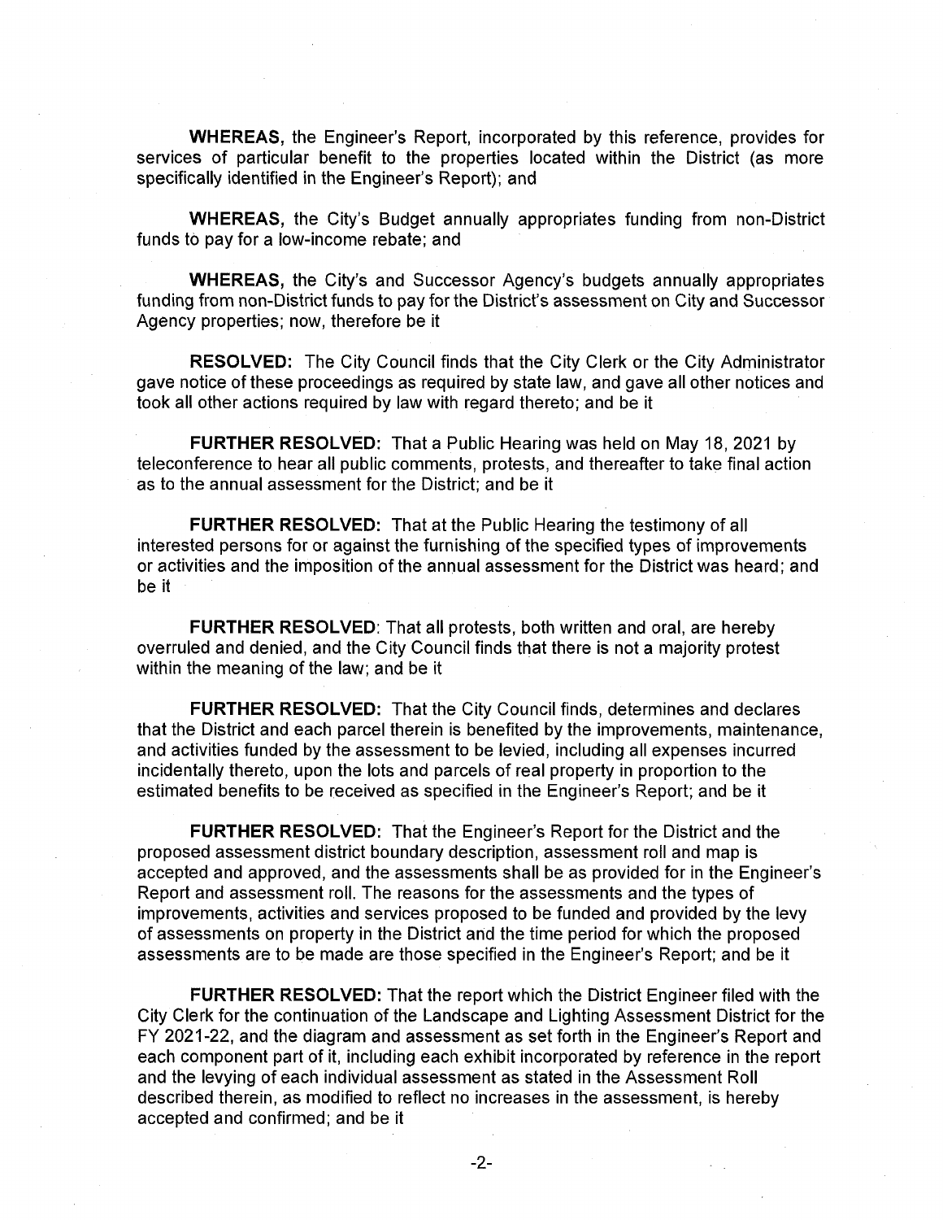**WHEREAS,** the Engineer's Report, incorporated by this reference, provides for services of particular benefit to the properties located within the District (as more specifically identified in the Engineer's Report); and

**WHEREAS,** the City's Budget annually appropriates funding from non-District funds to pay for a low-income rebate; and

**WHEREAS,** the City's and Successor Agency's budgets annually appropriates funding from non-District funds to pay for the District's assessment on City and Successor Agency properties; now, therefore be it

**RESOLVED:** The City Council finds that the City Clerk or the City Administrator gave notice of these proceedings as required by state law, and gave all other notices and took all other actions required by law with regard thereto; and be it

**FURTHER RESOLVED:** That a Public Hearing was held on May 18, 2021 by teleconference to hear all public comments, protests, and thereafter to take final action as to the annual assessment for the District; and be it

**FURTHER RESOLVED:** That at the Public Hearing the testimony of all interested persons for or against the furnishing of the specified types of improvements or activities and the imposition of the annual assessment for the District was heard; and be it

**FURTHER RESOLVED**: That all protests, both written and oral, are hereby overruled and denied, and the City Council finds that there is not a majority protest within the meaning of the law; and be it

**FURTHER RESOLVED:** That the City Council finds, determines and declares that the District and each parcel therein is benefited by the improvements, maintenance, and activities funded by the assessment to be levied, including all expenses incurred incidentally thereto, upon the lots and parcels of real property in proportion to the estimated benefits to be received as specified in the Engineer's Report; and be it

**FURTHER RESOLVED:** That the Engineer's Report for the District and the proposed assessment district boundary description, assessment roll and map is accepted and approved, and the assessments shall be as provided for in the Engineer's Report and assessment roll. The reasons for the assessments and the types of improvements, activities and services proposed to be funded and provided by the levy of assessments on property in the District and the time period for which the proposed assessments are to be made are those specified in the Engineer's Report; and be it

**FURTHER RESOLVED:** That the report which the District Engineer filed with the City Clerk for the continuation of the Landscape and Lighting Assessment District for the FY 2021-22, and the diagram and assessment as set forth in the Engineer's Report and each component part of it, including each exhibit incorporated by reference in the report and the levying of each individual assessment as stated in the Assessment Roll described therein, as modified to reflect no increases in the assessment, is hereby accepted and confirmed; and be it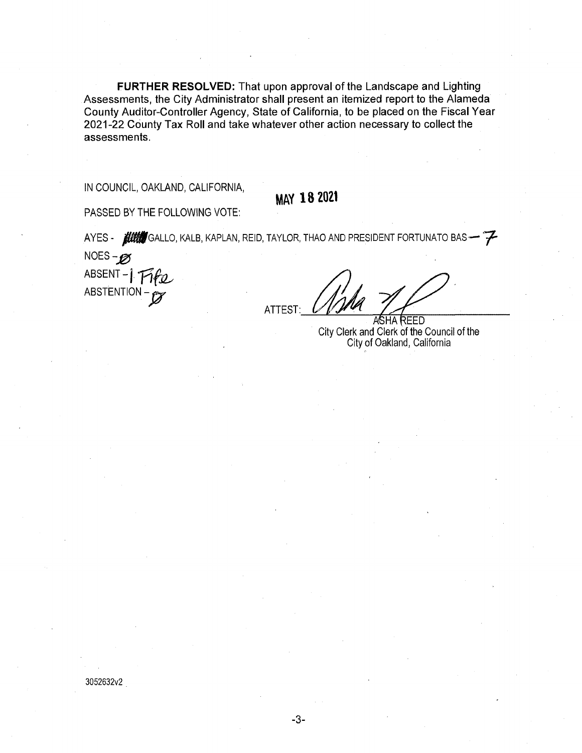**FURTHER RESOLVED:** That upon approval of the Landscape and Lighting Assessments, the City Administrator shall present an itemized report to the Alameda County Auditor-Controller Agency, State of California, to be placed on the Fiscal Year 2021-22 County Tax Roll and take whatever other action necessary to collect the assessments.

IN COUNCIL, OAKLAND, CALIFORNIA, MAY 18 2021

PASSED BY THE FOLLOWING VOTE:

AYES - GALLO, KALB, KAPLAN, REID, TAYLOR, THAO AND PRESIDENT FORTUNATO BAS — 7

NOES – Ø

ABSENT – 1 Fife

ABSTENTION – Ø

ATTEST: 

ASHA REED
City Clerk and Clerk of the Council of the City of Oakland, California

3052632v2